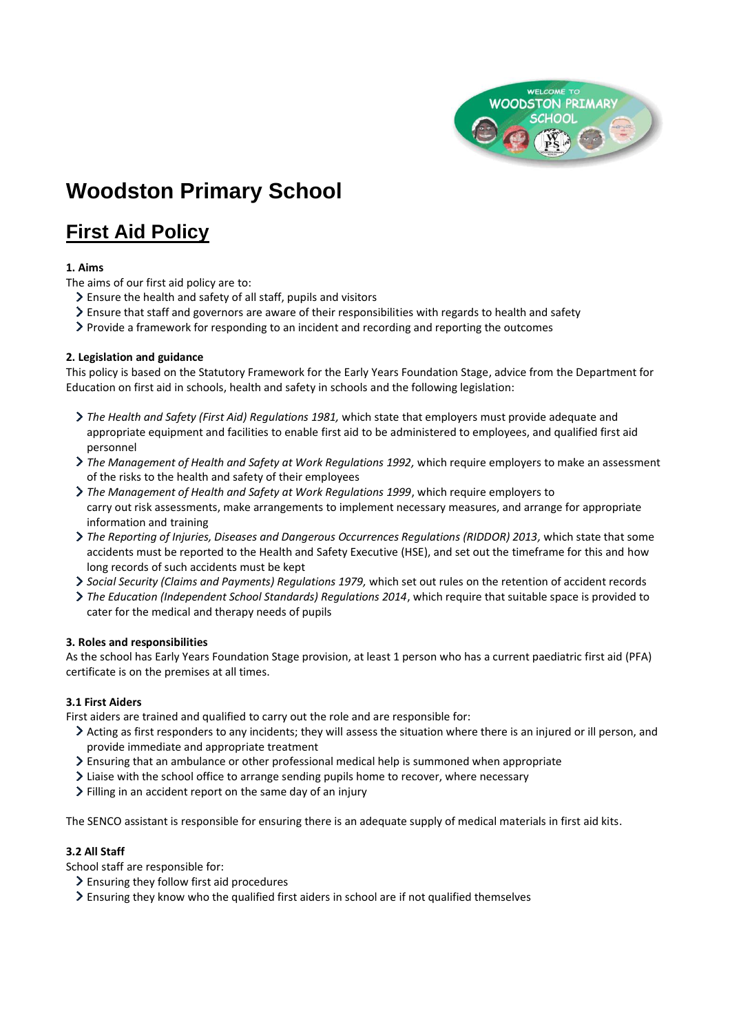# Woodston Primary School

## First Aid Policy

**1. Aims**

The aims of our first aid policy are to:

- Ensure the health and safety of all staff, pupils and visitors
- Ensure that staff and governors are aware of their responsibilities with regards to health and safety
- Provide a framework for responding to an incident and recording and reporting the outcomes

**2. Legislation and guidance**

This policy is based on the Statutory Framework for the Early Years Foundation Stage, advice from the Department for Education on first aid in schools, health and safety in schools and the following legislation:

- *The Health and Safety (First Aid) Regulations 1981,* which state that employers must provide adequate and appropriate equipment and facilities to enable first aid to be administered to employees, and qualified first aid personnel
- *The Management of Health and Safety at Work Regulations 1992,* which require employers to make an assessment of the risks to the health and safety of their employees
- *The Management of Health and Safety at Work Regulations 1999*, which require employers to carry out risk assessments, make arrangements to implement necessary measures, and arrange for appropriate information and training
- *The Reporting of Injuries, Diseases and Dangerous Occurrences Regulations (RIDDOR) 2013,* which state that some accidents must be reported to the Health and Safety Executive (HSE), and set out the timeframe for this and how long records of such accidents must be kept
- *Social Security (Claims and Payments) Regulations 1979,* which set out rules on the retention of accident records
- *The Education (Independent School Standards) Regulations 2014*, which require that suitable space is provided to cater for the medical and therapy needs of pupils

**3. Roles and responsibilities**

As the school has Early Years Foundation Stage provision, at least 1 person who has a current paediatric first aid (PFA) certificate is on the premises at all times.

**3.1 First Aiders**

First aiders are trained and qualified to carry out the role and are responsible for:

- Acting as first responders to any incidents; they will assess the situation where there is an injured or ill person, and provide immediate and appropriate treatment
- Ensuring that an ambulance or other professional medical help is summoned when appropriate
- Liaise with the school office to arrange sending pupils home to recover, where necessary
- Filling in an accident report on the same day of an injury

The SENCO assistant is responsible for ensuring there is an adequate supply of medical materials in first aid kits.

**3.2 All Staff**

School staff are responsible for:

- Ensuring they follow first aid procedures
- Ensuring they know who the qualified first aiders in school are if not qualified themselves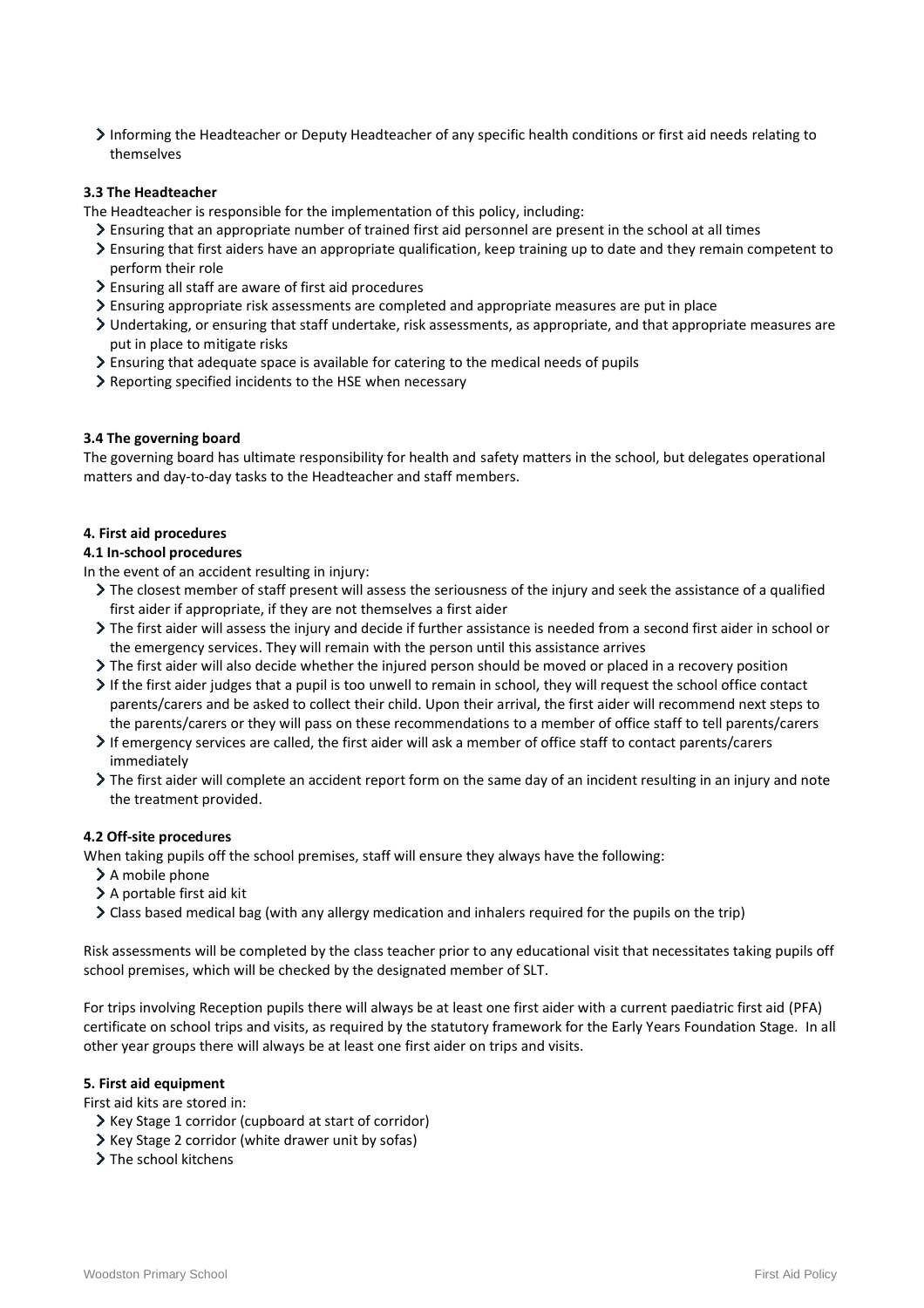- Informing the Headteacher or Deputy Headteacher of any specific health conditions or first aid needs relating to themselves

**3.3 The Headteacher**

The Headteacher is responsible for the implementation of this policy, including:

- Ensuring that an appropriate number of trained first aid personnel are present in the school at all times
- Ensuring that first aiders have an appropriate qualification, keep training up to date and they remain competent to perform their role
- Ensuring all staff are aware of first aid procedures
- Ensuring appropriate risk assessments are completed and appropriate measures are put in place
- Undertaking, or ensuring that staff undertake, risk assessments, as appropriate, and that appropriate measures are put in place to mitigate risks
- Ensuring that adequate space is available for catering to the medical needs of pupils
- Reporting specified incidents to the HSE when necessary

**3.4 The governing board**

The governing board has ultimate responsibility for health and safety matters in the school, but delegates operational matters and day-to-day tasks to the Headteacher and staff members.

**4. First aid procedures**

**4.1 In-school procedures**

In the event of an accident resulting in injury:

- The closest member of staff present will assess the seriousness of the injury and seek the assistance of a qualified first aider if appropriate, if they are not themselves a first aider
- The first aider will assess the injury and decide if further assistance is needed from a second first aider in school or the emergency services. They will remain with the person until this assistance arrives
- The first aider will also decide whether the injured person should be moved or placed in a recovery position
- If the first aider judges that a pupil is too unwell to remain in school, they will request the school office contact parents/carers and be asked to collect their child. Upon their arrival, the first aider will recommend next steps to the parents/carers or they will pass on these recommendations to a member of office staff to tell parents/carers
- If emergency services are called, the first aider will ask a member of office staff to contact parents/carers immediately
- The first aider will complete an accident report form on the same day of an incident resulting in an injury and note the treatment provided.

**4.2 Off-site procedures**

When taking pupils off the school premises, staff will ensure they always have the following:

- A mobile phone
- A portable first aid kit
- Class based medical bag (with any allergy medication and inhalers required for the pupils on the trip)

Risk assessments will be completed by the class teacher prior to any educational visit that necessitates taking pupils off school premises, which will be checked by the designated member of SLT.

For trips involving Reception pupils there will always be at least one first aider with a current paediatric first aid (PFA) certificate on school trips and visits, as required by the statutory framework for the Early Years Foundation Stage. In all other year groups there will always be at least one first aider on trips and visits.

**5. First aid equipment**

First aid kits are stored in:

- Key Stage 1 corridor (cupboard at start of corridor)
- Key Stage 2 corridor (white drawer unit by sofas)
- The school kitchens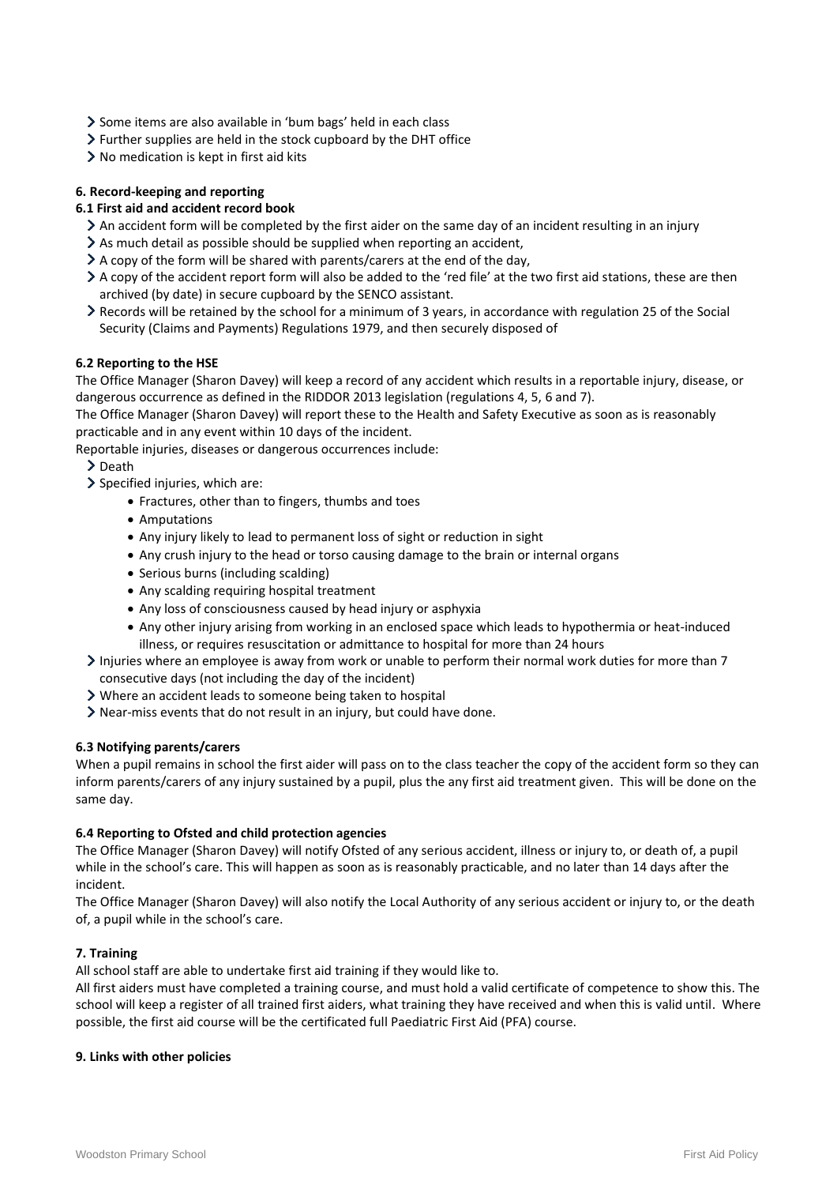- Some items are also available in 'bum bags' held in each class
- Further supplies are held in the stock cupboard by the DHT office
- No medication is kept in first aid kits

## 6. Record-keeping and reporting

### 6.1 First aid and accident record book

- An accident form will be completed by the first aider on the same day of an incident resulting in an injury
- As much detail as possible should be supplied when reporting an accident,
- A copy of the form will be shared with parents/carers at the end of the day,
- A copy of the accident report form will also be added to the 'red file' at the two first aid stations, these are then archived (by date) in secure cupboard by the SENCO assistant.
- Records will be retained by the school for a minimum of 3 years, in accordance with regulation 25 of the Social Security (Claims and Payments) Regulations 1979, and then securely disposed of

### 6.2 Reporting to the HSE

The Office Manager (Sharon Davey) will keep a record of any accident which results in a reportable injury, disease, or dangerous occurrence as defined in the RIDDOR 2013 legislation (regulations 4, 5, 6 and 7).

The Office Manager (Sharon Davey) will report these to the Health and Safety Executive as soon as is reasonably practicable and in any event within 10 days of the incident.

Reportable injuries, diseases or dangerous occurrences include:

- Death
- Specified injuries, which are:
  - Fractures, other than to fingers, thumbs and toes
  - Amputations
  - Any injury likely to lead to permanent loss of sight or reduction in sight
  - Any crush injury to the head or torso causing damage to the brain or internal organs
  - Serious burns (including scalding)
  - Any scalding requiring hospital treatment
  - Any loss of consciousness caused by head injury or asphyxia
  - Any other injury arising from working in an enclosed space which leads to hypothermia or heat-induced illness, or requires resuscitation or admittance to hospital for more than 24 hours
- Injuries where an employee is away from work or unable to perform their normal work duties for more than 7 consecutive days (not including the day of the incident)
- Where an accident leads to someone being taken to hospital
- Near-miss events that do not result in an injury, but could have done.

### 6.3 Notifying parents/carers

When a pupil remains in school the first aider will pass on to the class teacher the copy of the accident form so they can inform parents/carers of any injury sustained by a pupil, plus the any first aid treatment given. This will be done on the same day.

### 6.4 Reporting to Ofsted and child protection agencies

The Office Manager (Sharon Davey) will notify Ofsted of any serious accident, illness or injury to, or death of, a pupil while in the school's care. This will happen as soon as is reasonably practicable, and no later than 14 days after the incident.

The Office Manager (Sharon Davey) will also notify the Local Authority of any serious accident or injury to, or the death of, a pupil while in the school's care.

## 7. Training

All school staff are able to undertake first aid training if they would like to.

All first aiders must have completed a training course, and must hold a valid certificate of competence to show this. The school will keep a register of all trained first aiders, what training they have received and when this is valid until. Where possible, the first aid course will be the certificated full Paediatric First Aid (PFA) course.

## 9. Links with other policies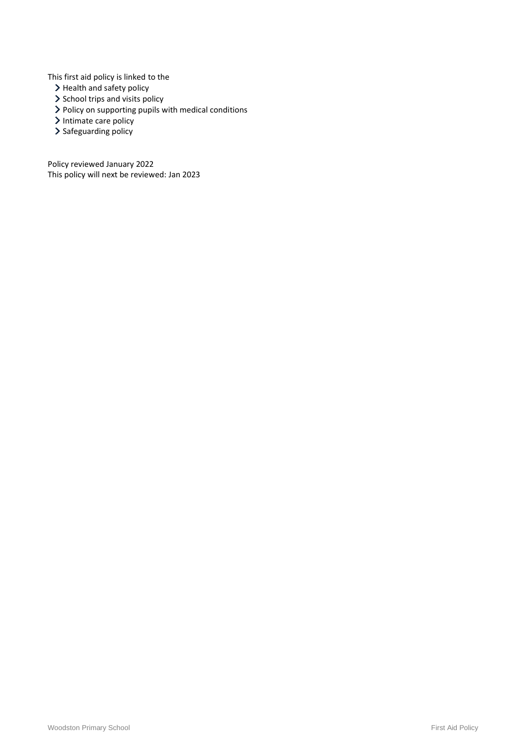This first aid policy is linked to the

- Health and safety policy
- School trips and visits policy
- Policy on supporting pupils with medical conditions
- Intimate care policy
- Safeguarding policy

Policy reviewed January 2022
This policy will next be reviewed: Jan 2023